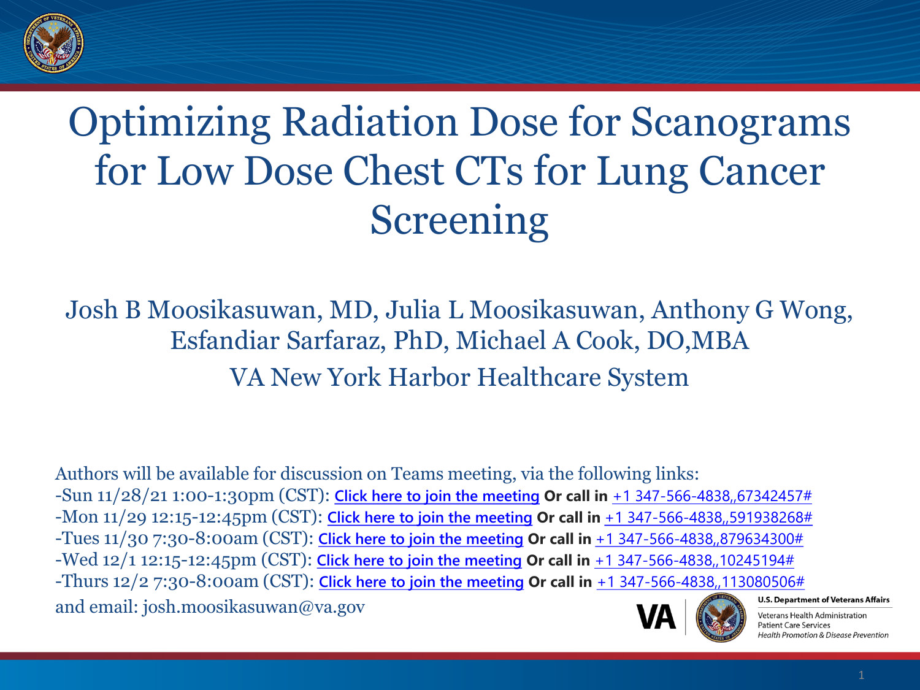# Optimizing Radiation Dose for Scanograms for Low Dose Chest CTs for Lung Cancer Screening

Josh B Moosikasuwan, MD, Julia L Moosikasuwan, Anthony G Wong, Esfandiar Sarfaraz, PhD, Michael A Cook, DO,MBA

VA New York Harbor Healthcare System

Authors will be available for discussion on Teams meeting, via the following links:

-Sun 11/28/21 1:00-1:30pm (CST): Click here to join the meeting **Or call in** +1 347-566-4838,,67342457#

-Mon 11/29 12:15-12:45pm (CST): Click here to join the meeting **Or call in** +1 347-566-4838,,591938268#

-Tues 11/30 7:30-8:00am (CST): Click here to join the meeting **Or call in** +1 347-566-4838,,879634300#

-Wed 12/1 12:15-12:45pm (CST): Click here to join the meeting **Or call in** +1 347-566-4838,,10245194#

-Thurs 12/2 7:30-8:00am (CST): Click here to join the meeting **Or call in** +1 347-566-4838,,113080506#

and email: josh.moosikasuwan@va.gov

**U.S. Department of Veterans Affairs**

Veterans Health Administration
Patient Care Services
*Health Promotion & Disease Prevention*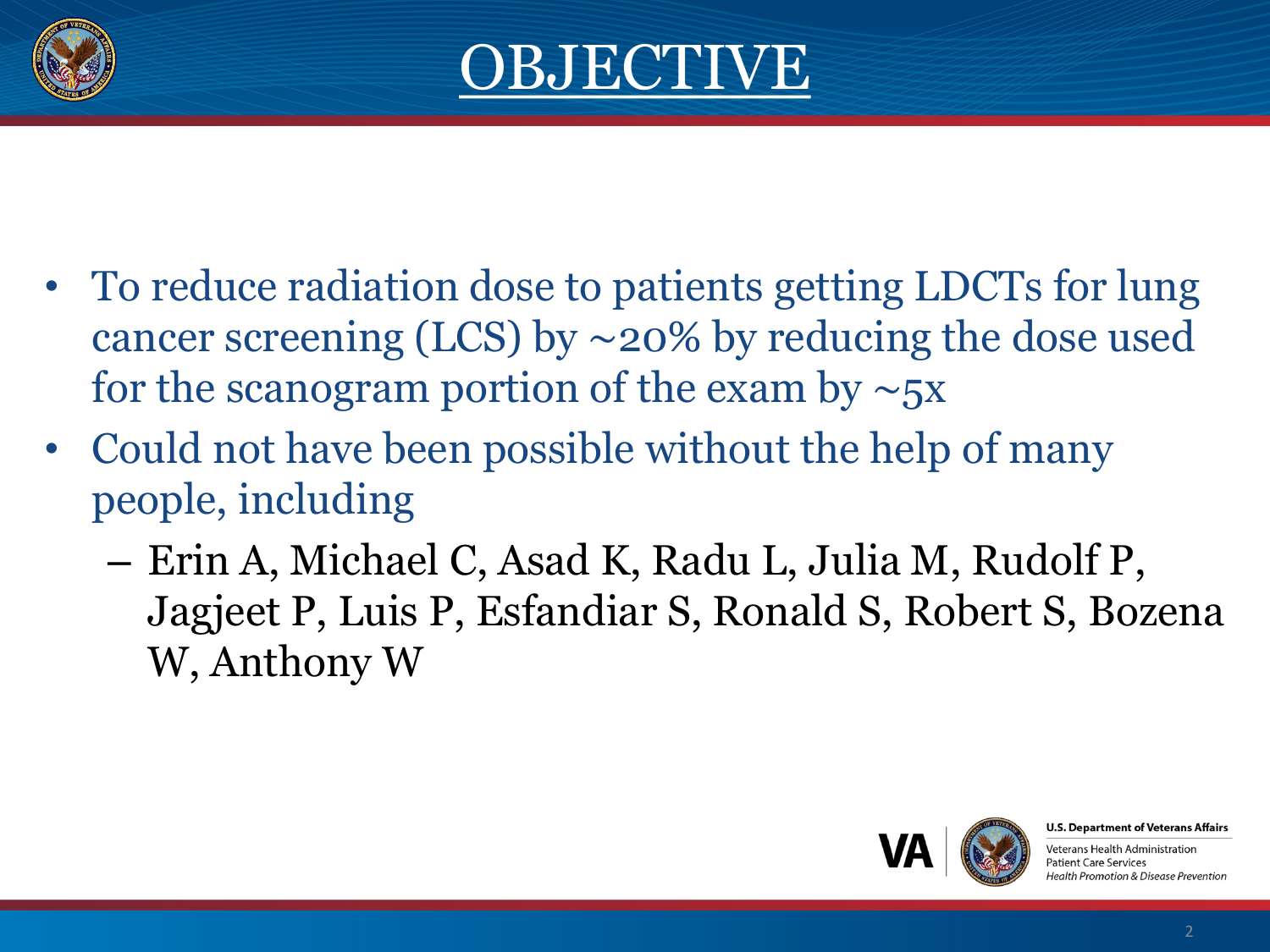# OBJECTIVE

- To reduce radiation dose to patients getting LDCTs for lung cancer screening (LCS) by ~20% by reducing the dose used for the scanogram portion of the exam by ~5x
- Could not have been possible without the help of many people, including
  - Erin A, Michael C, Asad K, Radu L, Julia M, Rudolf P, Jagjeet P, Luis P, Esfandiar S, Ronald S, Robert S, Bozena W, Anthony W

VA | U.S. Department of Veterans Affairs

Veterans Health Administration
Patient Care Services
*Health Promotion & Disease Prevention*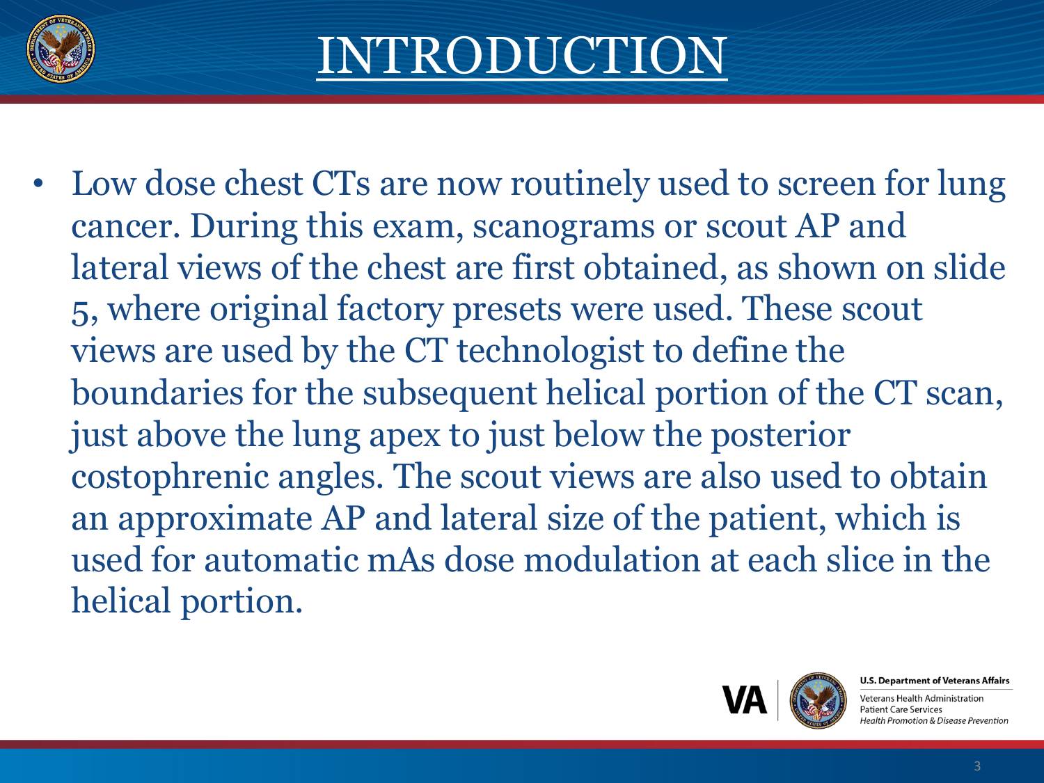# INTRODUCTION

- Low dose chest CTs are now routinely used to screen for lung cancer. During this exam, scanograms or scout AP and lateral views of the chest are first obtained, as shown on slide 5, where original factory presets were used. These scout views are used by the CT technologist to define the boundaries for the subsequent helical portion of the CT scan, just above the lung apex to just below the posterior costophrenic angles. The scout views are also used to obtain an approximate AP and lateral size of the patient, which is used for automatic mAs dose modulation at each slice in the helical portion.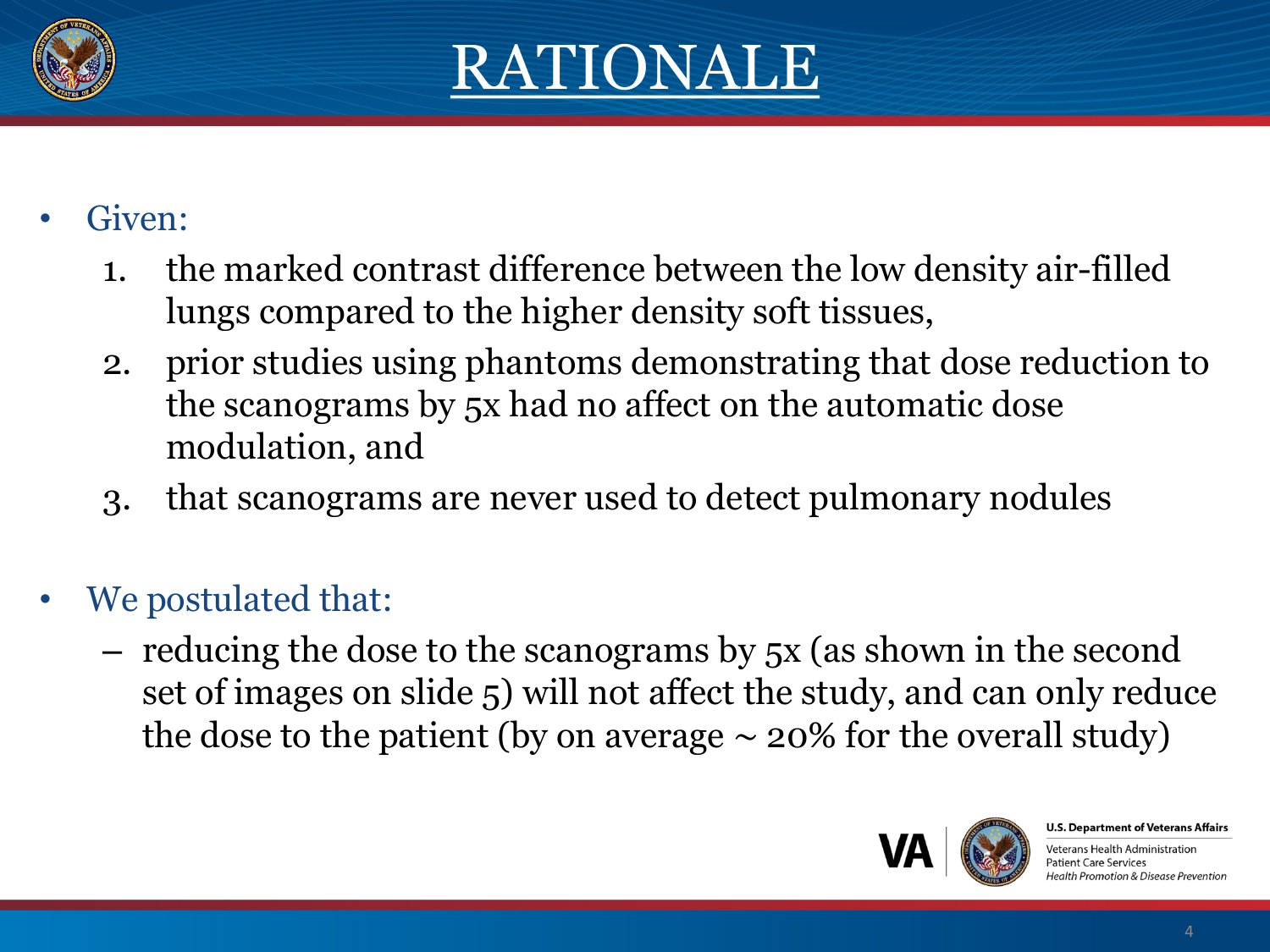# RATIONALE

- Given:
  1. the marked contrast difference between the low density air-filled lungs compared to the higher density soft tissues,
  2. prior studies using phantoms demonstrating that dose reduction to the scanograms by 5x had no affect on the automatic dose modulation, and
  3. that scanograms are never used to detect pulmonary nodules

- We postulated that:
  – reducing the dose to the scanograms by 5x (as shown in the second set of images on slide 5) will not affect the study, and can only reduce the dose to the patient (by on average ~ 20% for the overall study)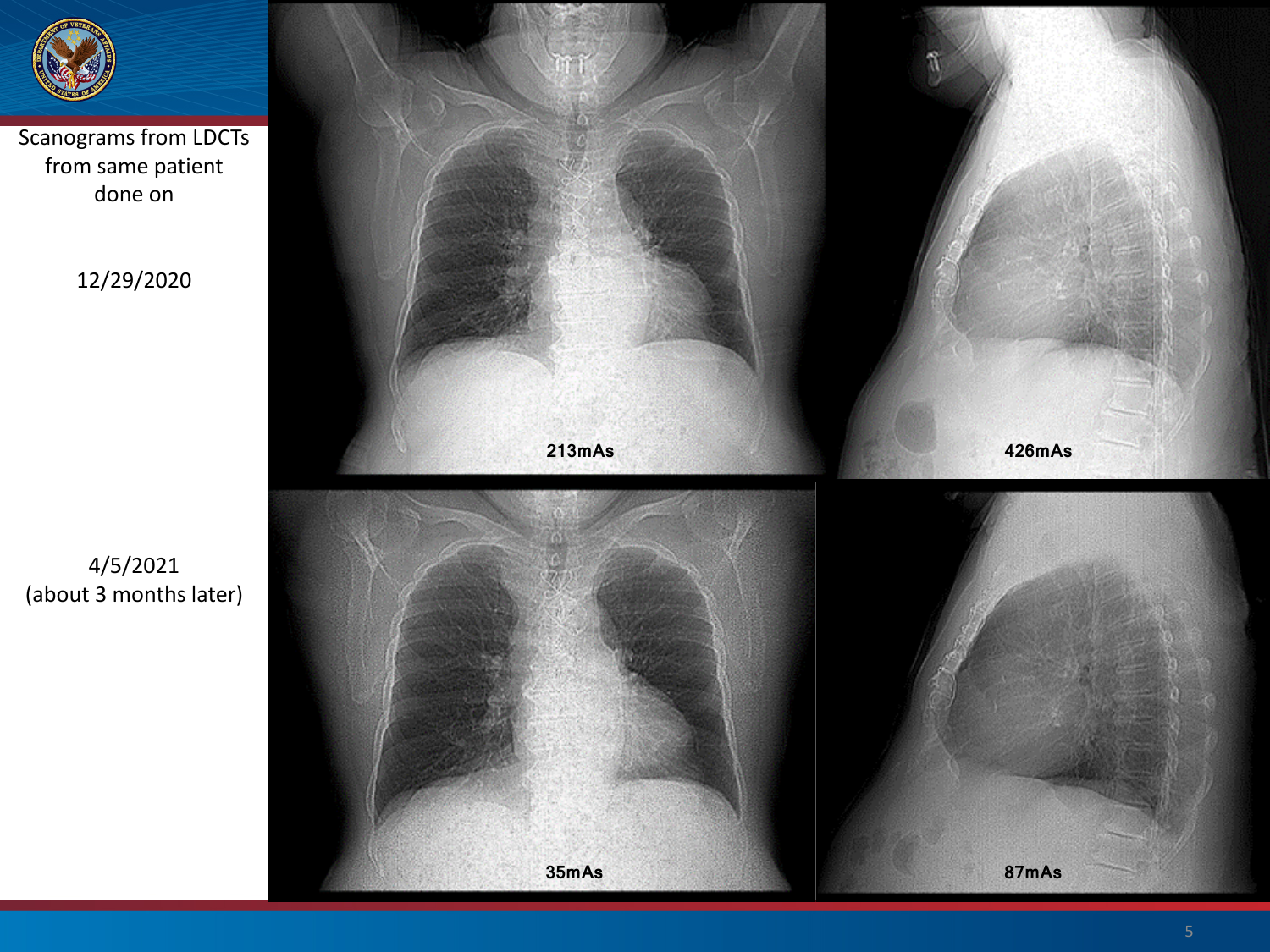Scanograms from LDCTs from same patient done on

12/29/2020

213mAs

426mAs

4/5/2021 (about 3 months later)

35mAs

87mAs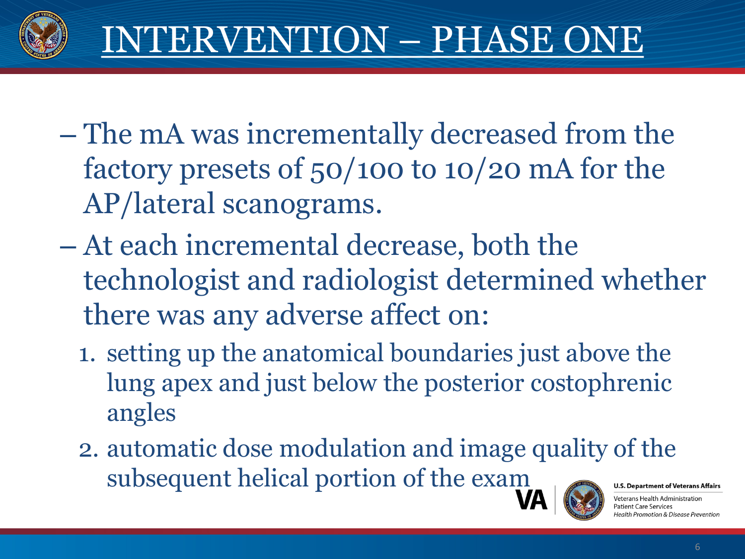# INTERVENTION – PHASE ONE

- The mA was incrementally decreased from the factory presets of 50/100 to 10/20 mA for the AP/lateral scanograms.
- At each incremental decrease, both the technologist and radiologist determined whether there was any adverse affect on:
  1. setting up the anatomical boundaries just above the lung apex and just below the posterior costophrenic angles
  2. automatic dose modulation and image quality of the subsequent helical portion of the exam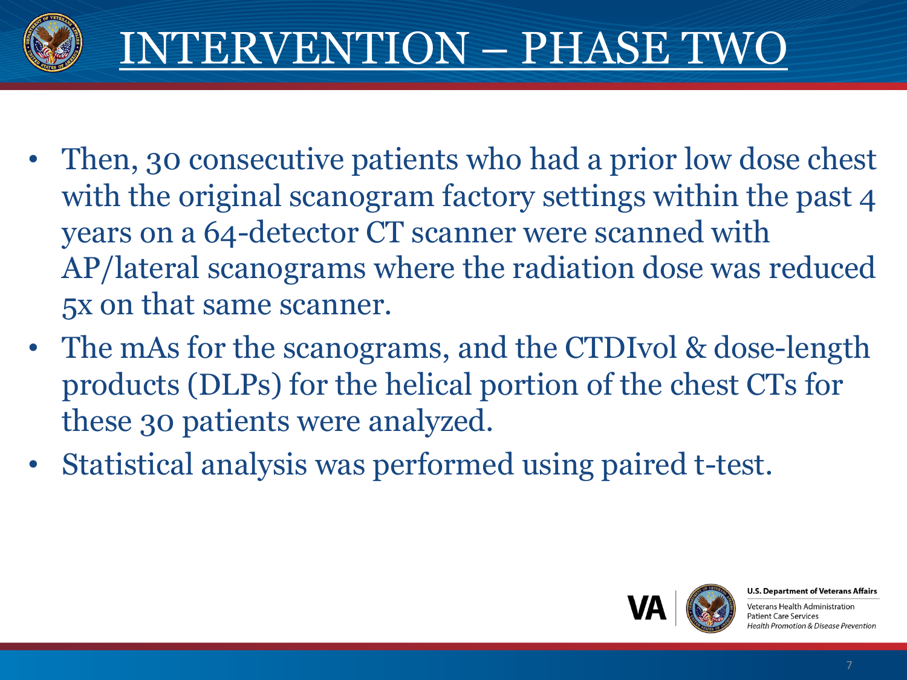# INTERVENTION – PHASE TWO

- Then, 30 consecutive patients who had a prior low dose chest with the original scanogram factory settings within the past 4 years on a 64-detector CT scanner were scanned with AP/lateral scanograms where the radiation dose was reduced 5x on that same scanner.
- The mAs for the scanograms, and the CTDIvol & dose-length products (DLPs) for the helical portion of the chest CTs for these 30 patients were analyzed.
- Statistical analysis was performed using paired t-test.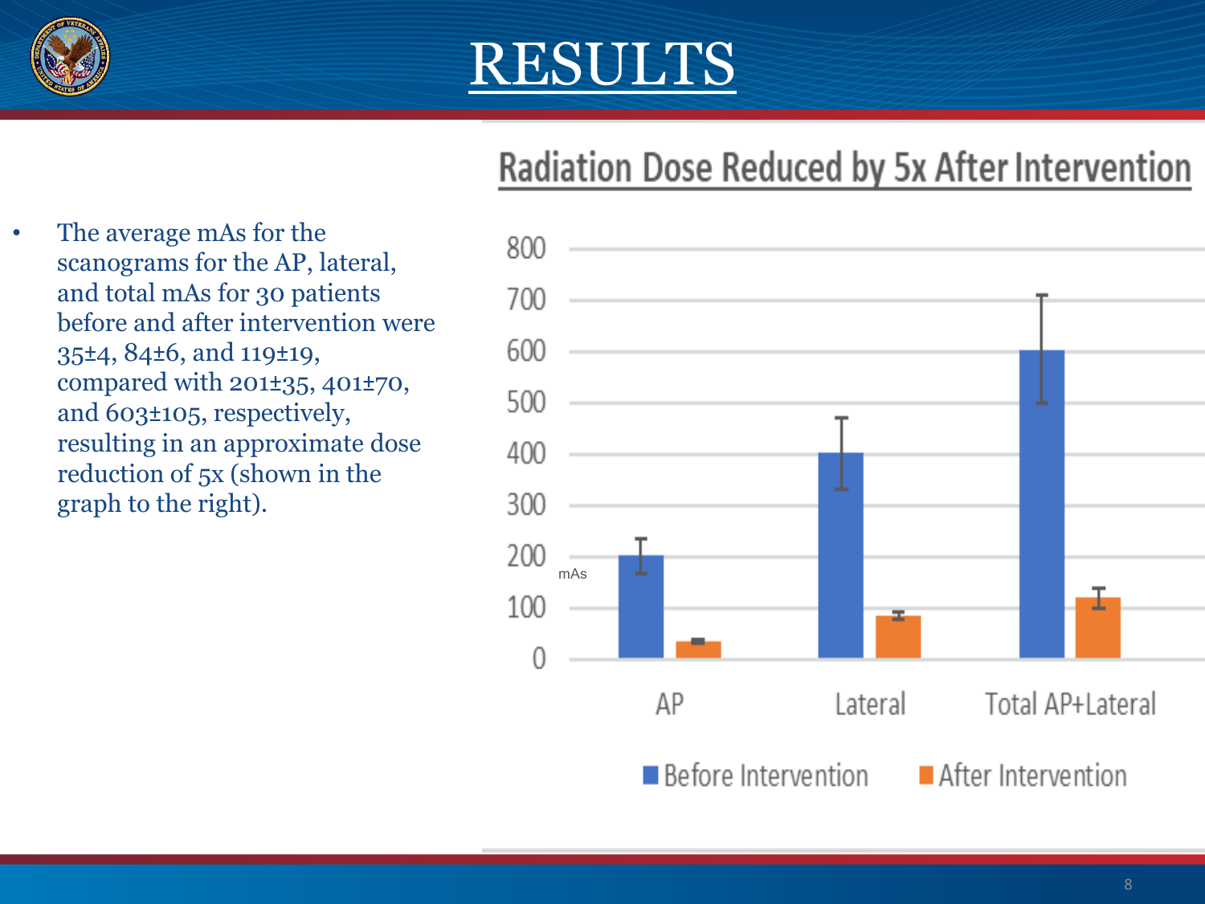# RESULTS

- The average mAs for the scanograms for the AP, lateral, and total mAs for 30 patients before and after intervention were 35±4, 84±6, and 119±19, compared with 201±35, 401±70, and 603±105, respectively, resulting in an approximate dose reduction of 5x (shown in the graph to the right).

## Radiation Dose Reduced by 5x After Intervention

| mAs | Before Intervention | After Intervention |
|---|---|---|
| AP | 201±35 | 35±4 |
| Lateral | 401±70 | 84±6 |
| Total AP+Lateral | 603±105 | 119±19 |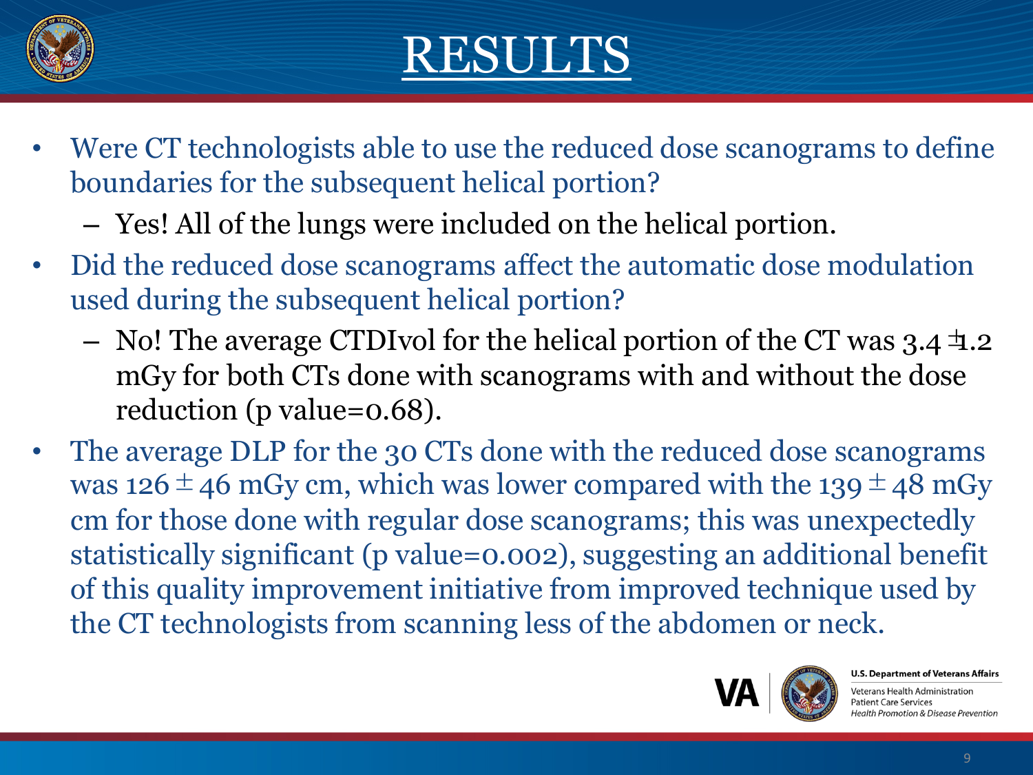# RESULTS

- Were CT technologists able to use the reduced dose scanograms to define boundaries for the subsequent helical portion?
  - Yes! All of the lungs were included on the helical portion.
- Did the reduced dose scanograms affect the automatic dose modulation used during the subsequent helical portion?
  - No! The average CTDIvol for the helical portion of the CT was $3.4 \pm 1.2$ mGy for both CTs done with scanograms with and without the dose reduction (p value=0.68).
- The average DLP for the 30 CTs done with the reduced dose scanograms was $126 \pm 46$ mGy cm, which was lower compared with the $139 \pm 48$ mGy cm for those done with regular dose scanograms; this was unexpectedly statistically significant (p value=0.002), suggesting an additional benefit of this quality improvement initiative from improved technique used by the CT technologists from scanning less of the abdomen or neck.

**U.S. Department of Veterans Affairs**
Veterans Health Administration
Patient Care Services
*Health Promotion & Disease Prevention*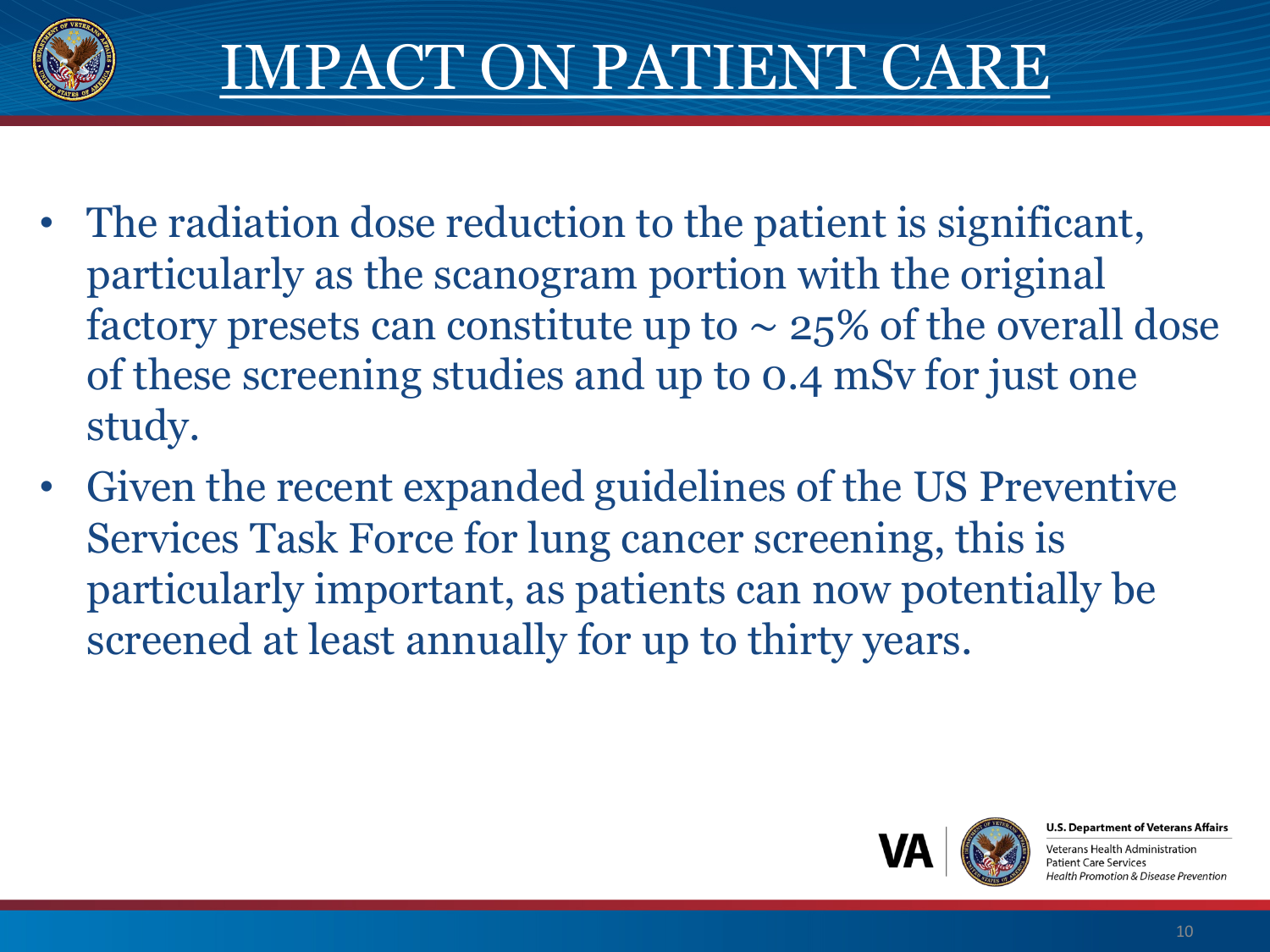# IMPACT ON PATIENT CARE

- The radiation dose reduction to the patient is significant, particularly as the scanogram portion with the original factory presets can constitute up to ~ 25% of the overall dose of these screening studies and up to 0.4 mSv for just one study.
- Given the recent expanded guidelines of the US Preventive Services Task Force for lung cancer screening, this is particularly important, as patients can now potentially be screened at least annually for up to thirty years.

VA

**U.S. Department of Veterans Affairs**

Veterans Health Administration
Patient Care Services
*Health Promotion & Disease Prevention*